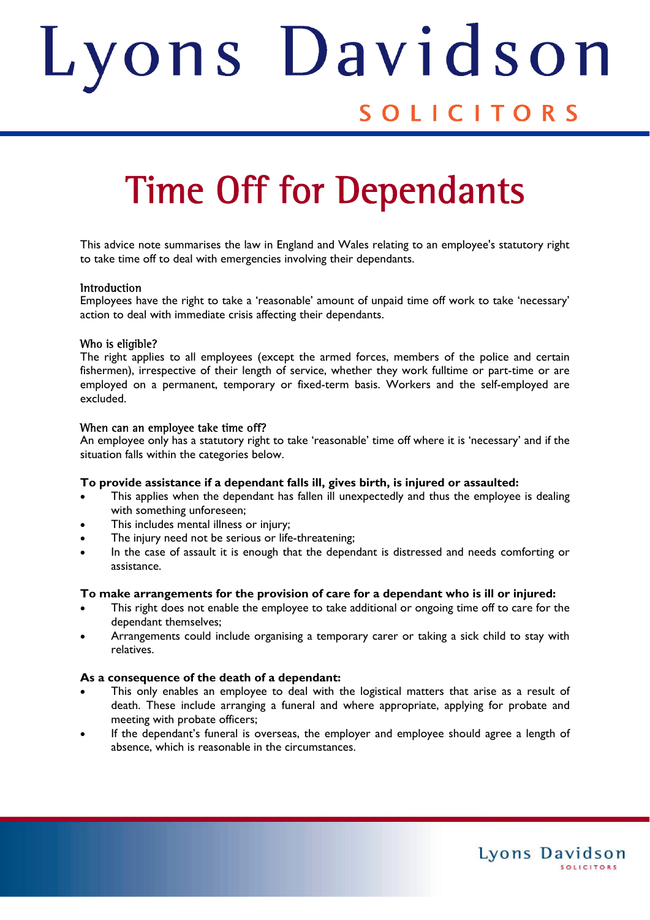# Lyons Davidson

SOLICITORS

# Time Off for Dependants

This advice note summarises the law in England and Wales relating to an employee's statutory right to take time off to deal with emergencies involving their dependants.

## Introduction

Employees have the right to take a 'reasonable' amount of unpaid time off work to take 'necessary' action to deal with immediate crisis affecting their dependants.

## Who is eligible?

The right applies to all employees (except the armed forces, members of the police and certain fishermen), irrespective of their length of service, whether they work fulltime or part-time or are employed on a permanent, temporary or fixed-term basis. Workers and the self-employed are excluded.

## When can an employee take time off?

An employee only has a statutory right to take 'reasonable' time off where it is 'necessary' and if the situation falls within the categories below.

**To provide assistance if a dependant falls ill, gives birth, is injured or assaulted:**

- This applies when the dependant has fallen ill unexpectedly and thus the employee is dealing with something unforeseen;
- This includes mental illness or injury;
- The injury need not be serious or life-threatening;
- In the case of assault it is enough that the dependant is distressed and needs comforting or assistance.

**To make arrangements for the provision of care for a dependant who is ill or injured:**

- This right does not enable the employee to take additional or ongoing time off to care for the dependant themselves;
- Arrangements could include organising a temporary carer or taking a sick child to stay with relatives.

**As a consequence of the death of a dependant:**

- This only enables an employee to deal with the logistical matters that arise as a result of death. These include arranging a funeral and where appropriate, applying for probate and meeting with probate officers;
- If the dependant's funeral is overseas, the employer and employee should agree a length of absence, which is reasonable in the circumstances.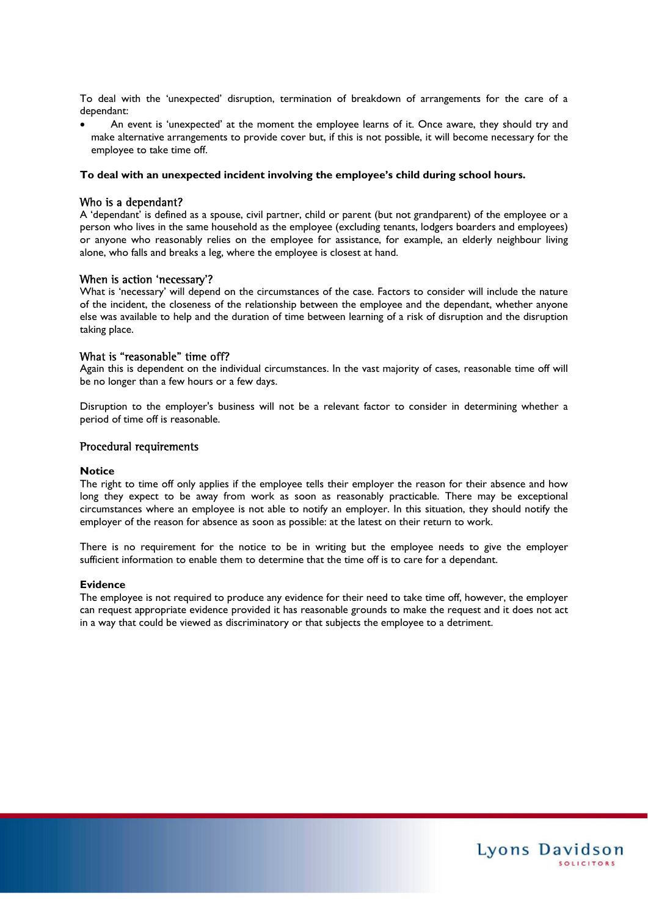To deal with the 'unexpected' disruption, termination of breakdown of arrangements for the care of a dependant:

- An event is 'unexpected' at the moment the employee learns of it. Once aware, they should try and make alternative arrangements to provide cover but, if this is not possible, it will become necessary for the employee to take time off.

**To deal with an unexpected incident involving the employee's child during school hours.**

## Who is a dependant?

A 'dependant' is defined as a spouse, civil partner, child or parent (but not grandparent) of the employee or a person who lives in the same household as the employee (excluding tenants, lodgers boarders and employees) or anyone who reasonably relies on the employee for assistance, for example, an elderly neighbour living alone, who falls and breaks a leg, where the employee is closest at hand.

## When is action 'necessary'?

What is 'necessary' will depend on the circumstances of the case. Factors to consider will include the nature of the incident, the closeness of the relationship between the employee and the dependant, whether anyone else was available to help and the duration of time between learning of a risk of disruption and the disruption taking place.

## What is "reasonable" time off?

Again this is dependent on the individual circumstances. In the vast majority of cases, reasonable time off will be no longer than a few hours or a few days.

Disruption to the employer's business will not be a relevant factor to consider in determining whether a period of time off is reasonable.

## Procedural requirements

**Notice**

The right to time off only applies if the employee tells their employer the reason for their absence and how long they expect to be away from work as soon as reasonably practicable. There may be exceptional circumstances where an employee is not able to notify an employer. In this situation, they should notify the employer of the reason for absence as soon as possible: at the latest on their return to work.

There is no requirement for the notice to be in writing but the employee needs to give the employer sufficient information to enable them to determine that the time off is to care for a dependant.

**Evidence**

The employee is not required to produce any evidence for their need to take time off, however, the employer can request appropriate evidence provided it has reasonable grounds to make the request and it does not act in a way that could be viewed as discriminatory or that subjects the employee to a detriment.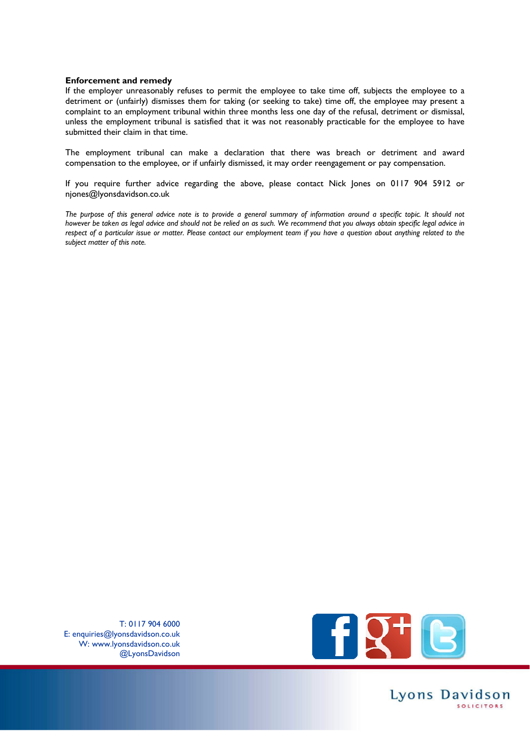**Enforcement and remedy**

If the employer unreasonably refuses to permit the employee to take time off, subjects the employee to a detriment or (unfairly) dismisses them for taking (or seeking to take) time off, the employee may present a complaint to an employment tribunal within three months less one day of the refusal, detriment or dismissal, unless the employment tribunal is satisfied that it was not reasonably practicable for the employee to have submitted their claim in that time.

The employment tribunal can make a declaration that there was breach or detriment and award compensation to the employee, or if unfairly dismissed, it may order reengagement or pay compensation.

If you require further advice regarding the above, please contact Nick Jones on 0117 904 5912 or njones@lyonsdavidson.co.uk

*The purpose of this general advice note is to provide a general summary of information around a specific topic. It should not however be taken as legal advice and should not be relied on as such. We recommend that you always obtain specific legal advice in respect of a particular issue or matter. Please contact our employment team if you have a question about anything related to the subject matter of this note.*

T: 0117 904 6000
E: enquiries@lyonsdavidson.co.uk
W: www.lyonsdavidson.co.uk
@LyonsDavidson

Lyons Davidson
SOLICITORS